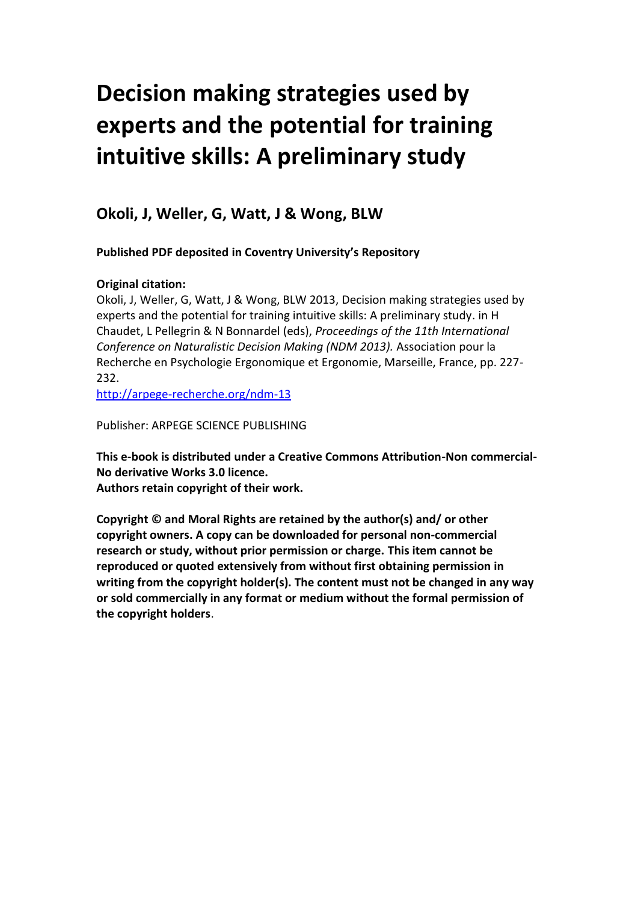# Decision making strategies used by experts and the potential for training intuitive skills: A preliminary study

## Okoli, J, Weller, G, Watt, J & Wong, BLW

**Published PDF deposited in Coventry University's Repository**

**Original citation:**

Okoli, J, Weller, G, Watt, J & Wong, BLW 2013, Decision making strategies used by experts and the potential for training intuitive skills: A preliminary study. in H Chaudet, L Pellegrin & N Bonnardel (eds), *Proceedings of the 11th International Conference on Naturalistic Decision Making (NDM 2013).* Association pour la Recherche en Psychologie Ergonomique et Ergonomie, Marseille, France, pp. 227-232.

http://arpege-recherche.org/ndm-13

Publisher: ARPEGE SCIENCE PUBLISHING

**This e-book is distributed under a Creative Commons Attribution-Non commercial-No derivative Works 3.0 licence.**
**Authors retain copyright of their work.**

**Copyright © and Moral Rights are retained by the author(s) and/ or other copyright owners. A copy can be downloaded for personal non-commercial research or study, without prior permission or charge. This item cannot be reproduced or quoted extensively from without first obtaining permission in writing from the copyright holder(s). The content must not be changed in any way or sold commercially in any format or medium without the formal permission of the copyright holders**.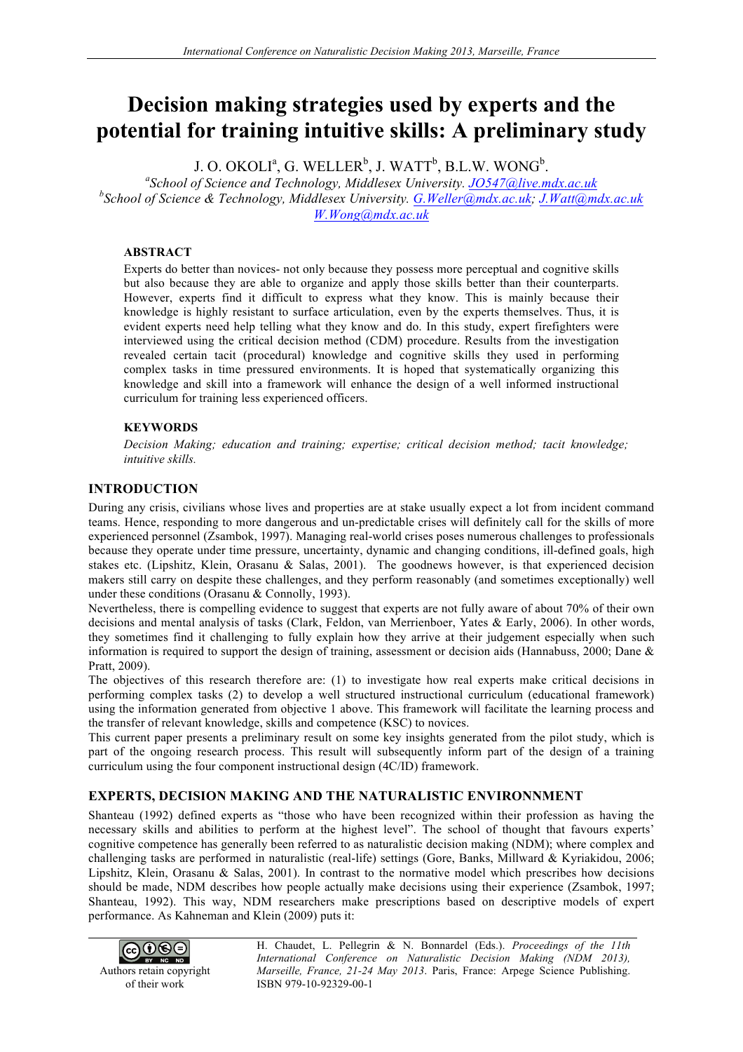# Decision making strategies used by experts and the potential for training intuitive skills: A preliminary study

J. O. OKOLI[a], G. WELLER[b], J. WATT[b], B.L.W. WONG[b].

[a]School of Science and Technology, Middlesex University. JO547@live.mdx.ac.uk
[b]School of Science & Technology, Middlesex University. G.Weller@mdx.ac.uk; J.Watt@mdx.ac.uk W.Wong@mdx.ac.uk

## ABSTRACT

Experts do better than novices- not only because they possess more perceptual and cognitive skills but also because they are able to organize and apply those skills better than their counterparts. However, experts find it difficult to express what they know. This is mainly because their knowledge is highly resistant to surface articulation, even by the experts themselves. Thus, it is evident experts need help telling what they know and do. In this study, expert firefighters were interviewed using the critical decision method (CDM) procedure. Results from the investigation revealed certain tacit (procedural) knowledge and cognitive skills they used in performing complex tasks in time pressured environments. It is hoped that systematically organizing this knowledge and skill into a framework will enhance the design of a well informed instructional curriculum for training less experienced officers.

## KEYWORDS

*Decision Making; education and training; expertise; critical decision method; tacit knowledge; intuitive skills.*

## INTRODUCTION

During any crisis, civilians whose lives and properties are at stake usually expect a lot from incident command teams. Hence, responding to more dangerous and un-predictable crises will definitely call for the skills of more experienced personnel (Zsambok, 1997). Managing real-world crises poses numerous challenges to professionals because they operate under time pressure, uncertainty, dynamic and changing conditions, ill-defined goals, high stakes etc. (Lipshitz, Klein, Orasanu & Salas, 2001). The goodnews however, is that experienced decision makers still carry on despite these challenges, and they perform reasonably (and sometimes exceptionally) well under these conditions (Orasanu & Connolly, 1993).

Nevertheless, there is compelling evidence to suggest that experts are not fully aware of about 70% of their own decisions and mental analysis of tasks (Clark, Feldon, van Merrienboer, Yates & Early, 2006). In other words, they sometimes find it challenging to fully explain how they arrive at their judgement especially when such information is required to support the design of training, assessment or decision aids (Hannabuss, 2000; Dane & Pratt, 2009).

The objectives of this research therefore are: (1) to investigate how real experts make critical decisions in performing complex tasks (2) to develop a well structured instructional curriculum (educational framework) using the information generated from objective 1 above. This framework will facilitate the learning process and the transfer of relevant knowledge, skills and competence (KSC) to novices.

This current paper presents a preliminary result on some key insights generated from the pilot study, which is part of the ongoing research process. This result will subsequently inform part of the design of a training curriculum using the four component instructional design (4C/ID) framework.

## EXPERTS, DECISION MAKING AND THE NATURALISTIC ENVIRONNMENT

Shanteau (1992) defined experts as "those who have been recognized within their profession as having the necessary skills and abilities to perform at the highest level". The school of thought that favours experts' cognitive competence has generally been referred to as naturalistic decision making (NDM); where complex and challenging tasks are performed in naturalistic (real-life) settings (Gore, Banks, Millward & Kyriakidou, 2006; Lipshitz, Klein, Orasanu & Salas, 2001). In contrast to the normative model which prescribes how decisions should be made, NDM describes how people actually make decisions using their experience (Zsambok, 1997; Shanteau, 1992). This way, NDM researchers make prescriptions based on descriptive models of expert performance. As Kahneman and Klein (2009) puts it:

Authors retain copyright of their work

H. Chaudet, L. Pellegrin & N. Bonnardel (Eds.). *Proceedings of the 11th International Conference on Naturalistic Decision Making (NDM 2013), Marseille, France, 21-24 May 2013.* Paris, France: Arpege Science Publishing. ISBN 979-10-92329-00-1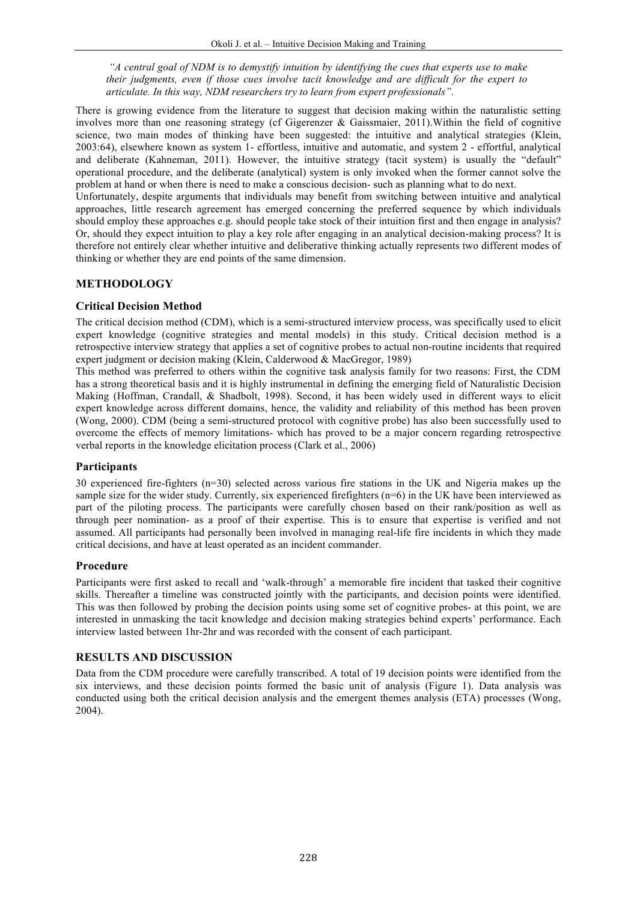*"A central goal of NDM is to demystify intuition by identifying the cues that experts use to make their judgments, even if those cues involve tacit knowledge and are difficult for the expert to articulate. In this way, NDM researchers try to learn from expert professionals".*

There is growing evidence from the literature to suggest that decision making within the naturalistic setting involves more than one reasoning strategy (cf Gigerenzer & Gaissmaier, 2011).Within the field of cognitive science, two main modes of thinking have been suggested: the intuitive and analytical strategies (Klein, 2003:64), elsewhere known as system 1- effortless, intuitive and automatic, and system 2 - effortful, analytical and deliberate (Kahneman, 2011). However, the intuitive strategy (tacit system) is usually the "default" operational procedure, and the deliberate (analytical) system is only invoked when the former cannot solve the problem at hand or when there is need to make a conscious decision- such as planning what to do next.

Unfortunately, despite arguments that individuals may benefit from switching between intuitive and analytical approaches, little research agreement has emerged concerning the preferred sequence by which individuals should employ these approaches e.g. should people take stock of their intuition first and then engage in analysis? Or, should they expect intuition to play a key role after engaging in an analytical decision-making process? It is therefore not entirely clear whether intuitive and deliberative thinking actually represents two different modes of thinking or whether they are end points of the same dimension.

## METHODOLOGY

### Critical Decision Method

The critical decision method (CDM), which is a semi-structured interview process, was specifically used to elicit expert knowledge (cognitive strategies and mental models) in this study. Critical decision method is a retrospective interview strategy that applies a set of cognitive probes to actual non-routine incidents that required expert judgment or decision making (Klein, Calderwood & MacGregor, 1989)

This method was preferred to others within the cognitive task analysis family for two reasons: First, the CDM has a strong theoretical basis and it is highly instrumental in defining the emerging field of Naturalistic Decision Making (Hoffman, Crandall, & Shadbolt, 1998). Second, it has been widely used in different ways to elicit expert knowledge across different domains, hence, the validity and reliability of this method has been proven (Wong, 2000). CDM (being a semi-structured protocol with cognitive probe) has also been successfully used to overcome the effects of memory limitations- which has proved to be a major concern regarding retrospective verbal reports in the knowledge elicitation process (Clark et al., 2006)

### Participants

30 experienced fire-fighters (n=30) selected across various fire stations in the UK and Nigeria makes up the sample size for the wider study. Currently, six experienced firefighters (n=6) in the UK have been interviewed as part of the piloting process. The participants were carefully chosen based on their rank/position as well as through peer nomination- as a proof of their expertise. This is to ensure that expertise is verified and not assumed. All participants had personally been involved in managing real-life fire incidents in which they made critical decisions, and have at least operated as an incident commander.

### Procedure

Participants were first asked to recall and 'walk-through' a memorable fire incident that tasked their cognitive skills. Thereafter a timeline was constructed jointly with the participants, and decision points were identified. This was then followed by probing the decision points using some set of cognitive probes- at this point, we are interested in unmasking the tacit knowledge and decision making strategies behind experts' performance. Each interview lasted between 1hr-2hr and was recorded with the consent of each participant.

## RESULTS AND DISCUSSION

Data from the CDM procedure were carefully transcribed. A total of 19 decision points were identified from the six interviews, and these decision points formed the basic unit of analysis (Figure 1). Data analysis was conducted using both the critical decision analysis and the emergent themes analysis (ETA) processes (Wong, 2004).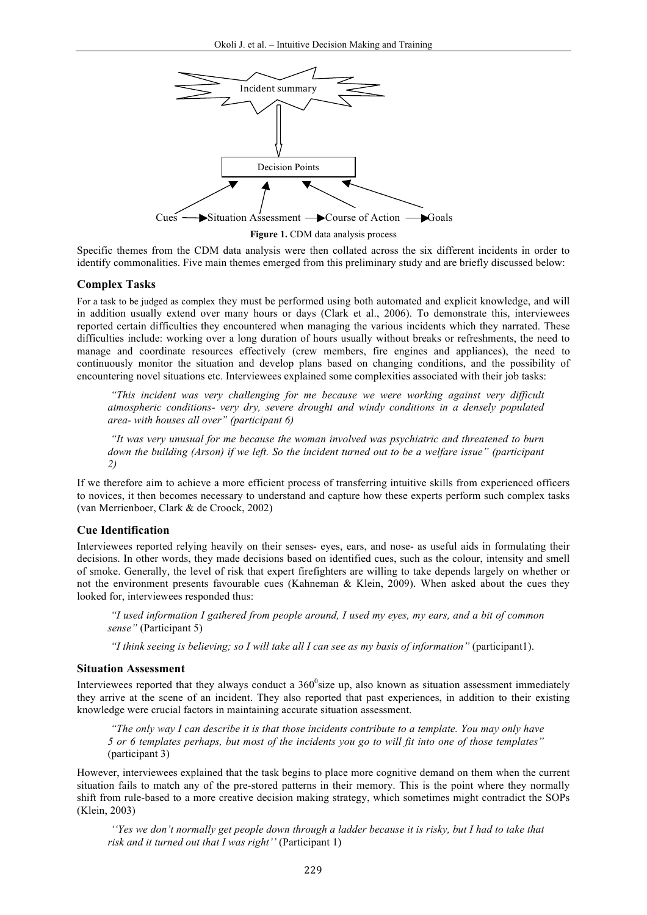Incident summary

Decision Points

Cues → Situation Assessment → Course of Action → Goals

**Figure 1.** CDM data analysis process

Specific themes from the CDM data analysis were then collated across the six different incidents in order to identify commonalities. Five main themes emerged from this preliminary study and are briefly discussed below:

### Complex Tasks

For a task to be judged as complex they must be performed using both automated and explicit knowledge, and will in addition usually extend over many hours or days (Clark et al., 2006). To demonstrate this, interviewees reported certain difficulties they encountered when managing the various incidents which they narrated. These difficulties include: working over a long duration of hours usually without breaks or refreshments, the need to manage and coordinate resources effectively (crew members, fire engines and appliances), the need to continuously monitor the situation and develop plans based on changing conditions, and the possibility of encountering novel situations etc. Interviewees explained some complexities associated with their job tasks:

> *"This incident was very challenging for me because we were working against very difficult atmospheric conditions- very dry, severe drought and windy conditions in a densely populated area- with houses all over" (participant 6)*

> *"It was very unusual for me because the woman involved was psychiatric and threatened to burn down the building (Arson) if we left. So the incident turned out to be a welfare issue" (participant 2)*

If we therefore aim to achieve a more efficient process of transferring intuitive skills from experienced officers to novices, it then becomes necessary to understand and capture how these experts perform such complex tasks (van Merrienboer, Clark & de Croock, 2002)

### Cue Identification

Interviewees reported relying heavily on their senses- eyes, ears, and nose- as useful aids in formulating their decisions. In other words, they made decisions based on identified cues, such as the colour, intensity and smell of smoke. Generally, the level of risk that expert firefighters are willing to take depends largely on whether or not the environment presents favourable cues (Kahneman & Klein, 2009). When asked about the cues they looked for, interviewees responded thus:

> *"I used information I gathered from people around, I used my eyes, my ears, and a bit of common sense"* (Participant 5)

> *"I think seeing is believing; so I will take all I can see as my basis of information"* (participant1).

### Situation Assessment

Interviewees reported that they always conduct a $360^0$size up, also known as situation assessment immediately they arrive at the scene of an incident. They also reported that past experiences, in addition to their existing knowledge were crucial factors in maintaining accurate situation assessment.

> *"The only way I can describe it is that those incidents contribute to a template. You may only have 5 or 6 templates perhaps, but most of the incidents you go to will fit into one of those templates"* (participant 3)

However, interviewees explained that the task begins to place more cognitive demand on them when the current situation fails to match any of the pre-stored patterns in their memory. This is the point where they normally shift from rule-based to a more creative decision making strategy, which sometimes might contradict the SOPs (Klein, 2003)

> *''Yes we don't normally get people down through a ladder because it is risky, but I had to take that risk and it turned out that I was right''* (Participant 1)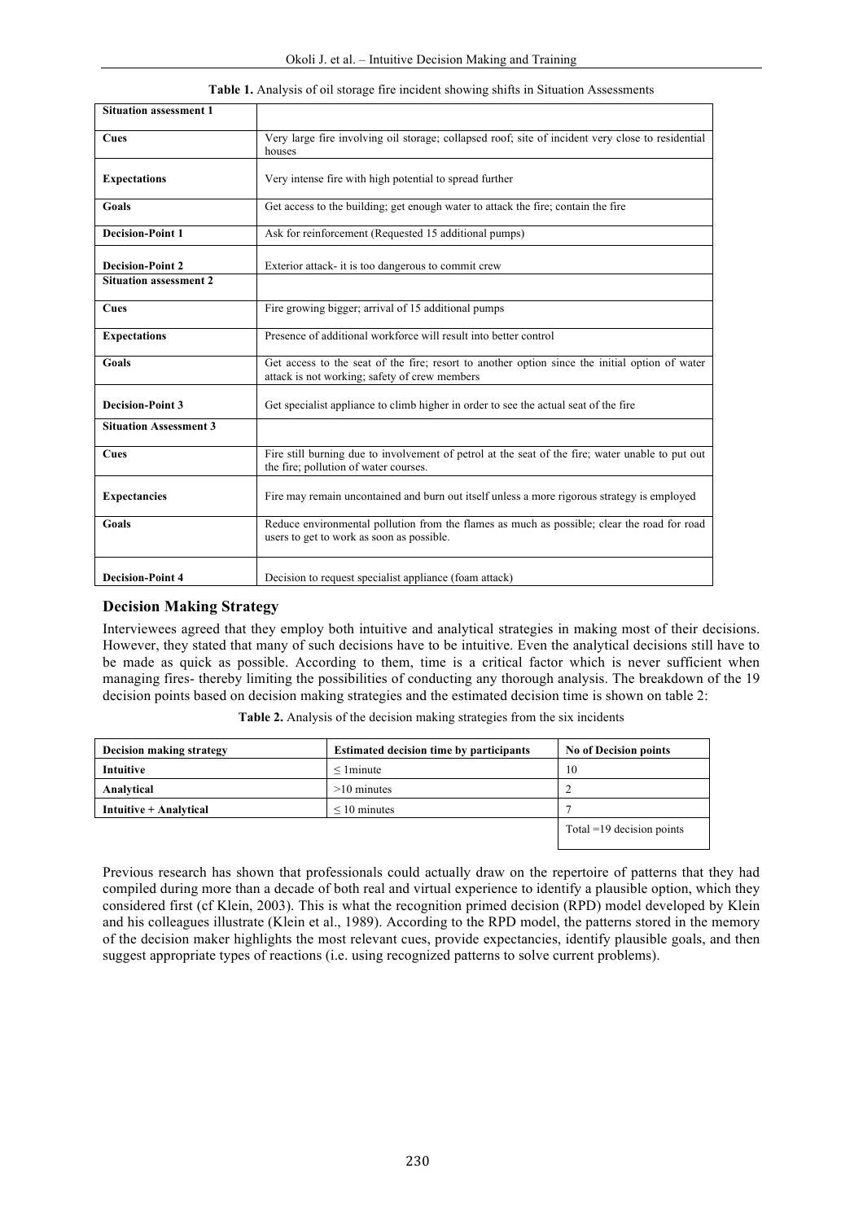**Table 1.** Analysis of oil storage fire incident showing shifts in Situation Assessments

| **Situation assessment 1** | |
|---|---|
| **Cues** | Very large fire involving oil storage; collapsed roof; site of incident very close to residential houses |
| **Expectations** | Very intense fire with high potential to spread further |
| **Goals** | Get access to the building; get enough water to attack the fire; contain the fire |
| **Decision-Point 1** | Ask for reinforcement (Requested 15 additional pumps) |
| **Decision-Point 2** | Exterior attack- it is too dangerous to commit crew |
| **Situation assessment 2** | |
| **Cues** | Fire growing bigger; arrival of 15 additional pumps |
| **Expectations** | Presence of additional workforce will result into better control |
| **Goals** | Get access to the seat of the fire; resort to another option since the initial option of water attack is not working; safety of crew members |
| **Decision-Point 3** | Get specialist appliance to climb higher in order to see the actual seat of the fire |
| **Situation Assessment 3** | |
| **Cues** | Fire still burning due to involvement of petrol at the seat of the fire; water unable to put out the fire; pollution of water courses. |
| **Expectancies** | Fire may remain uncontained and burn out itself unless a more rigorous strategy is employed |
| **Goals** | Reduce environmental pollution from the flames as much as possible; clear the road for road users to get to work as soon as possible. |
| **Decision-Point 4** | Decision to request specialist appliance (foam attack) |

## Decision Making Strategy

Interviewees agreed that they employ both intuitive and analytical strategies in making most of their decisions. However, they stated that many of such decisions have to be intuitive. Even the analytical decisions still have to be made as quick as possible. According to them, time is a critical factor which is never sufficient when managing fires- thereby limiting the possibilities of conducting any thorough analysis. The breakdown of the 19 decision points based on decision making strategies and the estimated decision time is shown on table 2:

**Table 2.** Analysis of the decision making strategies from the six incidents

| **Decision making strategy** | **Estimated decision time by participants** | **No of Decision points** |
|---|---|---|
| **Intuitive** | ≤ 1minute | 10 |
| **Analytical** | >10 minutes | 2 |
| **Intuitive + Analytical** | ≤ 10 minutes | 7 |
| | | Total =19 decision points |

Previous research has shown that professionals could actually draw on the repertoire of patterns that they had compiled during more than a decade of both real and virtual experience to identify a plausible option, which they considered first (cf Klein, 2003). This is what the recognition primed decision (RPD) model developed by Klein and his colleagues illustrate (Klein et al., 1989). According to the RPD model, the patterns stored in the memory of the decision maker highlights the most relevant cues, provide expectancies, identify plausible goals, and then suggest appropriate types of reactions (i.e. using recognized patterns to solve current problems).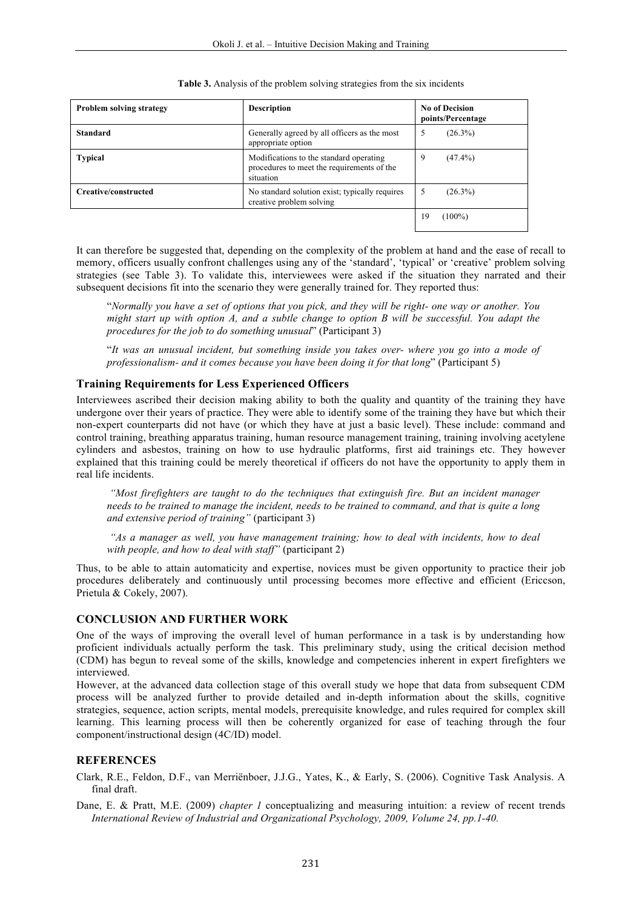**Table 3.** Analysis of the problem solving strategies from the six incidents

| Problem solving strategy | Description | No of Decision points/Percentage |
|---|---|---|
| **Standard** | Generally agreed by all officers as the most appropriate option | 5 (26.3%) |
| **Typical** | Modifications to the standard operating procedures to meet the requirements of the situation | 9 (47.4%) |
| **Creative/constructed** | No standard solution exist; typically requires creative problem solving | 5 (26.3%) |
| | | 19 (100%) |

It can therefore be suggested that, depending on the complexity of the problem at hand and the ease of recall to memory, officers usually confront challenges using any of the 'standard', 'typical' or 'creative' problem solving strategies (see Table 3). To validate this, interviewees were asked if the situation they narrated and their subsequent decisions fit into the scenario they were generally trained for. They reported thus:

> "*Normally you have a set of options that you pick, and they will be right- one way or another. You might start up with option A, and a subtle change to option B will be successful. You adapt the procedures for the job to do something unusual*" (Participant 3)

> "*It was an unusual incident, but something inside you takes over- where you go into a mode of professionalism- and it comes because you have been doing it for that long*" (Participant 5)

### Training Requirements for Less Experienced Officers

Interviewees ascribed their decision making ability to both the quality and quantity of the training they have undergone over their years of practice. They were able to identify some of the training they have but which their non-expert counterparts did not have (or which they have at just a basic level). These include: command and control training, breathing apparatus training, human resource management training, training involving acetylene cylinders and asbestos, training on how to use hydraulic platforms, first aid trainings etc. They however explained that this training could be merely theoretical if officers do not have the opportunity to apply them in real life incidents.

> *"Most firefighters are taught to do the techniques that extinguish fire. But an incident manager needs to be trained to manage the incident, needs to be trained to command, and that is quite a long and extensive period of training"* (participant 3)

> *"As a manager as well, you have management training; how to deal with incidents, how to deal with people, and how to deal with staff"* (participant 2)

Thus, to be able to attain automaticity and expertise, novices must be given opportunity to practice their job procedures deliberately and continuously until processing becomes more effective and efficient (Ericcson, Prietula & Cokely, 2007).

## CONCLUSION AND FURTHER WORK

One of the ways of improving the overall level of human performance in a task is by understanding how proficient individuals actually perform the task. This preliminary study, using the critical decision method (CDM) has begun to reveal some of the skills, knowledge and competencies inherent in expert firefighters we interviewed.

However, at the advanced data collection stage of this overall study we hope that data from subsequent CDM process will be analyzed further to provide detailed and in-depth information about the skills, cognitive strategies, sequence, action scripts, mental models, prerequisite knowledge, and rules required for complex skill learning. This learning process will then be coherently organized for ease of teaching through the four component/instructional design (4C/ID) model.

## REFERENCES

Clark, R.E., Feldon, D.F., van Merriënboer, J.J.G., Yates, K., & Early, S. (2006). Cognitive Task Analysis. A final draft.

Dane, E. & Pratt, M.E. (2009) *chapter 1* conceptualizing and measuring intuition: a review of recent trends *International Review of Industrial and Organizational Psychology, 2009, Volume 24, pp.1-40.*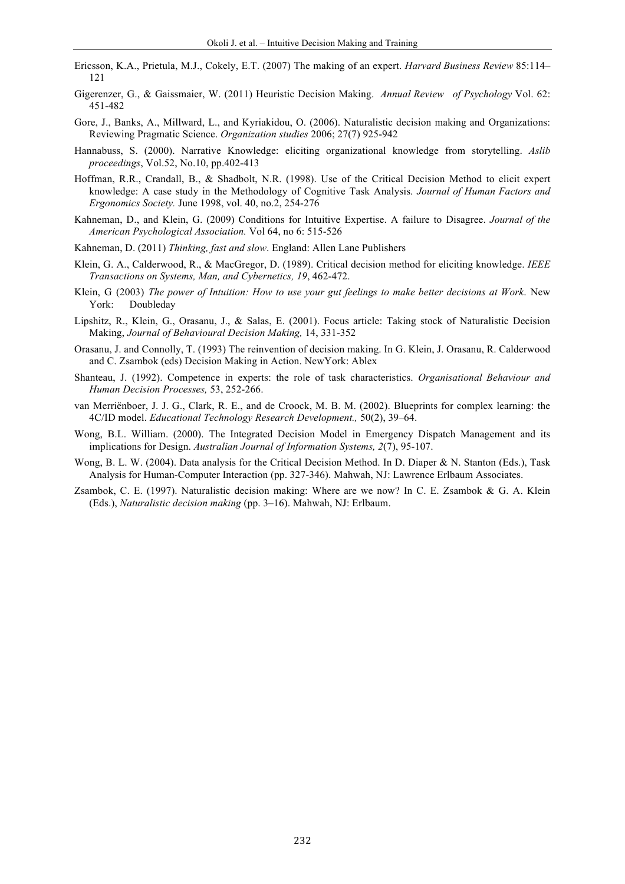Ericsson, K.A., Prietula, M.J., Cokely, E.T. (2007) The making of an expert. *Harvard Business Review* 85:114–121

Gigerenzer, G., & Gaissmaier, W. (2011) Heuristic Decision Making. *Annual Review of Psychology* Vol. 62: 451-482

Gore, J., Banks, A., Millward, L., and Kyriakidou, O. (2006). Naturalistic decision making and Organizations: Reviewing Pragmatic Science. *Organization studies* 2006; 27(7) 925-942

Hannabuss, S. (2000). Narrative Knowledge: eliciting organizational knowledge from storytelling. *Aslib proceedings*, Vol.52, No.10, pp.402-413

Hoffman, R.R., Crandall, B., & Shadbolt, N.R. (1998). Use of the Critical Decision Method to elicit expert knowledge: A case study in the Methodology of Cognitive Task Analysis. *Journal of Human Factors and Ergonomics Society.* June 1998, vol. 40, no.2, 254-276

Kahneman, D., and Klein, G. (2009) Conditions for Intuitive Expertise. A failure to Disagree. *Journal of the American Psychological Association.* Vol 64, no 6: 515-526

Kahneman, D. (2011) *Thinking, fast and slow*. England: Allen Lane Publishers

Klein, G. A., Calderwood, R., & MacGregor, D. (1989). Critical decision method for eliciting knowledge. *IEEE Transactions on Systems, Man, and Cybernetics, 19*, 462-472.

Klein, G (2003) *The power of Intuition: How to use your gut feelings to make better decisions at Work*. New York: Doubleday

Lipshitz, R., Klein, G., Orasanu, J., & Salas, E. (2001). Focus article: Taking stock of Naturalistic Decision Making, *Journal of Behavioural Decision Making,* 14, 331-352

Orasanu, J. and Connolly, T. (1993) The reinvention of decision making. In G. Klein, J. Orasanu, R. Calderwood and C. Zsambok (eds) Decision Making in Action. NewYork: Ablex

Shanteau, J. (1992). Competence in experts: the role of task characteristics. *Organisational Behaviour and Human Decision Processes,* 53, 252-266.

van Merriënboer, J. J. G., Clark, R. E., and de Croock, M. B. M. (2002). Blueprints for complex learning: the 4C/ID model. *Educational Technology Research Development.,* 50(2), 39–64.

Wong, B.L. William. (2000). The Integrated Decision Model in Emergency Dispatch Management and its implications for Design. *Australian Journal of Information Systems, 2*(7), 95-107.

Wong, B. L. W. (2004). Data analysis for the Critical Decision Method. In D. Diaper & N. Stanton (Eds.), Task Analysis for Human-Computer Interaction (pp. 327-346). Mahwah, NJ: Lawrence Erlbaum Associates.

Zsambok, C. E. (1997). Naturalistic decision making: Where are we now? In C. E. Zsambok & G. A. Klein (Eds.), *Naturalistic decision making* (pp. 3–16). Mahwah, NJ: Erlbaum.